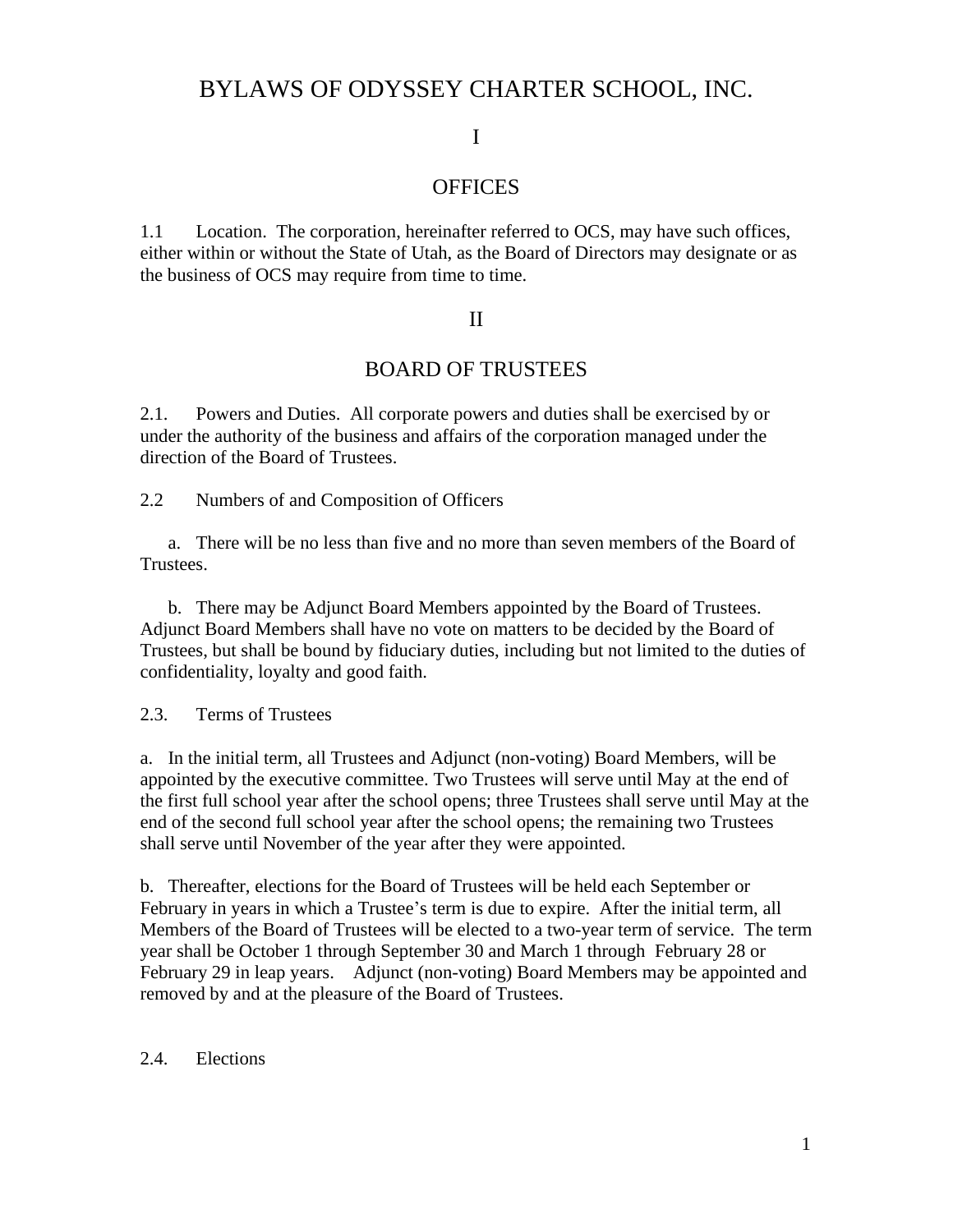# BYLAWS OF ODYSSEY CHARTER SCHOOL, INC.

## I

## OFFICES

1.1 Location. The corporation, hereinafter referred to OCS, may have such offices, either within or without the State of Utah, as the Board of Directors may designate or as the business of OCS may require from time to time.

## II

## BOARD OF TRUSTEES

2.1. Powers and Duties. All corporate powers and duties shall be exercised by or under the authority of the business and affairs of the corporation managed under the direction of the Board of Trustees.

2.2 Numbers of and Composition of Officers

a. There will be no less than five and no more than seven members of the Board of Trustees.

b. There may be Adjunct Board Members appointed by the Board of Trustees. Adjunct Board Members shall have no vote on matters to be decided by the Board of Trustees, but shall be bound by fiduciary duties, including but not limited to the duties of confidentiality, loyalty and good faith.

2.3. Terms of Trustees

a. In the initial term, all Trustees and Adjunct (non-voting) Board Members, will be appointed by the executive committee. Two Trustees will serve until May at the end of the first full school year after the school opens; three Trustees shall serve until May at the end of the second full school year after the school opens; the remaining two Trustees shall serve until November of the year after they were appointed.

b. Thereafter, elections for the Board of Trustees will be held each September or February in years in which a Trustee's term is due to expire. After the initial term, all Members of the Board of Trustees will be elected to a two-year term of service. The term year shall be October 1 through September 30 and March 1 through February 28 or February 29 in leap years. Adjunct (non-voting) Board Members may be appointed and removed by and at the pleasure of the Board of Trustees.

2.4. Elections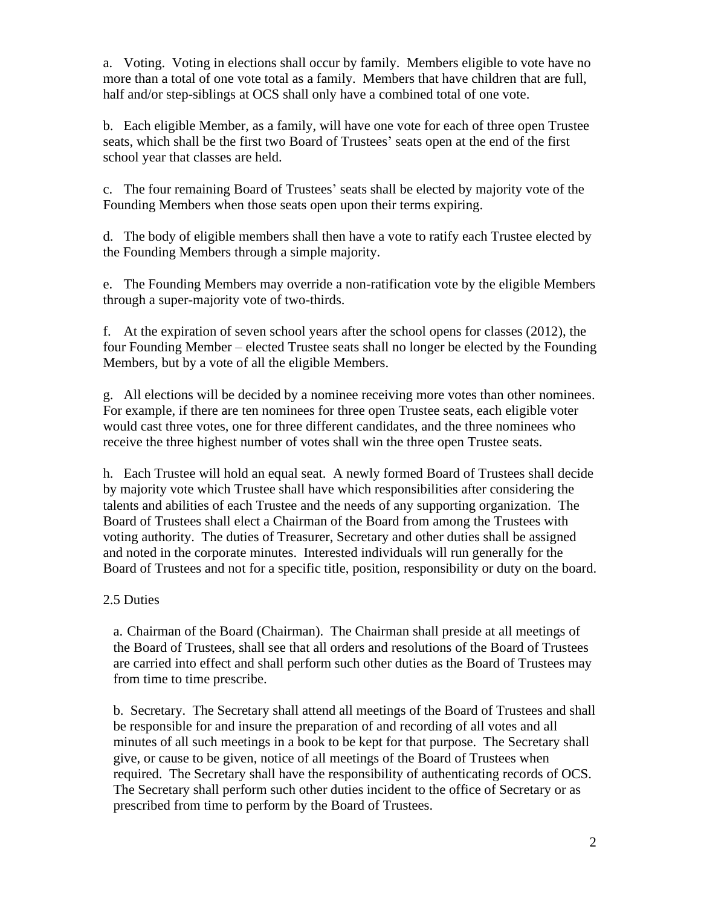a. Voting. Voting in elections shall occur by family. Members eligible to vote have no more than a total of one vote total as a family. Members that have children that are full, half and/or step-siblings at OCS shall only have a combined total of one vote.

b. Each eligible Member, as a family, will have one vote for each of three open Trustee seats, which shall be the first two Board of Trustees' seats open at the end of the first school year that classes are held.

c. The four remaining Board of Trustees' seats shall be elected by majority vote of the Founding Members when those seats open upon their terms expiring.

d. The body of eligible members shall then have a vote to ratify each Trustee elected by the Founding Members through a simple majority.

e. The Founding Members may override a non-ratification vote by the eligible Members through a super-majority vote of two-thirds.

f. At the expiration of seven school years after the school opens for classes (2012), the four Founding Member – elected Trustee seats shall no longer be elected by the Founding Members, but by a vote of all the eligible Members.

g. All elections will be decided by a nominee receiving more votes than other nominees. For example, if there are ten nominees for three open Trustee seats, each eligible voter would cast three votes, one for three different candidates, and the three nominees who receive the three highest number of votes shall win the three open Trustee seats.

h. Each Trustee will hold an equal seat. A newly formed Board of Trustees shall decide by majority vote which Trustee shall have which responsibilities after considering the talents and abilities of each Trustee and the needs of any supporting organization. The Board of Trustees shall elect a Chairman of the Board from among the Trustees with voting authority. The duties of Treasurer, Secretary and other duties shall be assigned and noted in the corporate minutes. Interested individuals will run generally for the Board of Trustees and not for a specific title, position, responsibility or duty on the board.

2.5 Duties

a. Chairman of the Board (Chairman). The Chairman shall preside at all meetings of the Board of Trustees, shall see that all orders and resolutions of the Board of Trustees are carried into effect and shall perform such other duties as the Board of Trustees may from time to time prescribe.

b. Secretary. The Secretary shall attend all meetings of the Board of Trustees and shall be responsible for and insure the preparation of and recording of all votes and all minutes of all such meetings in a book to be kept for that purpose. The Secretary shall give, or cause to be given, notice of all meetings of the Board of Trustees when required. The Secretary shall have the responsibility of authenticating records of OCS. The Secretary shall perform such other duties incident to the office of Secretary or as prescribed from time to perform by the Board of Trustees.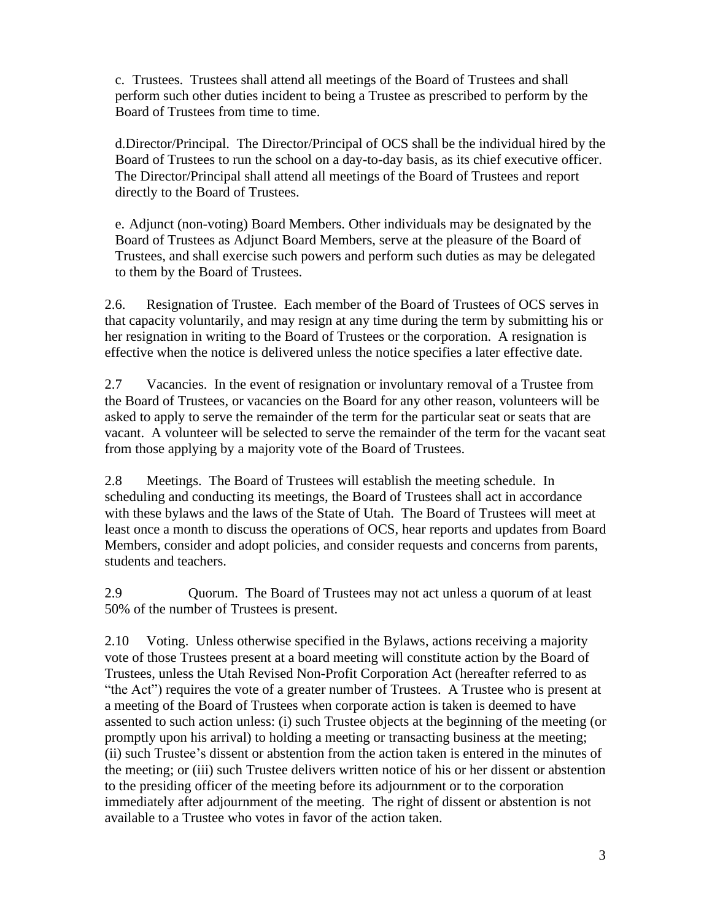c. Trustees. Trustees shall attend all meetings of the Board of Trustees and shall perform such other duties incident to being a Trustee as prescribed to perform by the Board of Trustees from time to time.

d.Director/Principal. The Director/Principal of OCS shall be the individual hired by the Board of Trustees to run the school on a day-to-day basis, as its chief executive officer. The Director/Principal shall attend all meetings of the Board of Trustees and report directly to the Board of Trustees.

e. Adjunct (non-voting) Board Members. Other individuals may be designated by the Board of Trustees as Adjunct Board Members, serve at the pleasure of the Board of Trustees, and shall exercise such powers and perform such duties as may be delegated to them by the Board of Trustees.

2.6. Resignation of Trustee. Each member of the Board of Trustees of OCS serves in that capacity voluntarily, and may resign at any time during the term by submitting his or her resignation in writing to the Board of Trustees or the corporation. A resignation is effective when the notice is delivered unless the notice specifies a later effective date.

2.7 Vacancies. In the event of resignation or involuntary removal of a Trustee from the Board of Trustees, or vacancies on the Board for any other reason, volunteers will be asked to apply to serve the remainder of the term for the particular seat or seats that are vacant. A volunteer will be selected to serve the remainder of the term for the vacant seat from those applying by a majority vote of the Board of Trustees.

2.8 Meetings. The Board of Trustees will establish the meeting schedule. In scheduling and conducting its meetings, the Board of Trustees shall act in accordance with these bylaws and the laws of the State of Utah. The Board of Trustees will meet at least once a month to discuss the operations of OCS, hear reports and updates from Board Members, consider and adopt policies, and consider requests and concerns from parents, students and teachers.

2.9 Quorum. The Board of Trustees may not act unless a quorum of at least 50% of the number of Trustees is present.

2.10 Voting. Unless otherwise specified in the Bylaws, actions receiving a majority vote of those Trustees present at a board meeting will constitute action by the Board of Trustees, unless the Utah Revised Non-Profit Corporation Act (hereafter referred to as "the Act") requires the vote of a greater number of Trustees. A Trustee who is present at a meeting of the Board of Trustees when corporate action is taken is deemed to have assented to such action unless: (i) such Trustee objects at the beginning of the meeting (or promptly upon his arrival) to holding a meeting or transacting business at the meeting; (ii) such Trustee's dissent or abstention from the action taken is entered in the minutes of the meeting; or (iii) such Trustee delivers written notice of his or her dissent or abstention to the presiding officer of the meeting before its adjournment or to the corporation immediately after adjournment of the meeting. The right of dissent or abstention is not available to a Trustee who votes in favor of the action taken.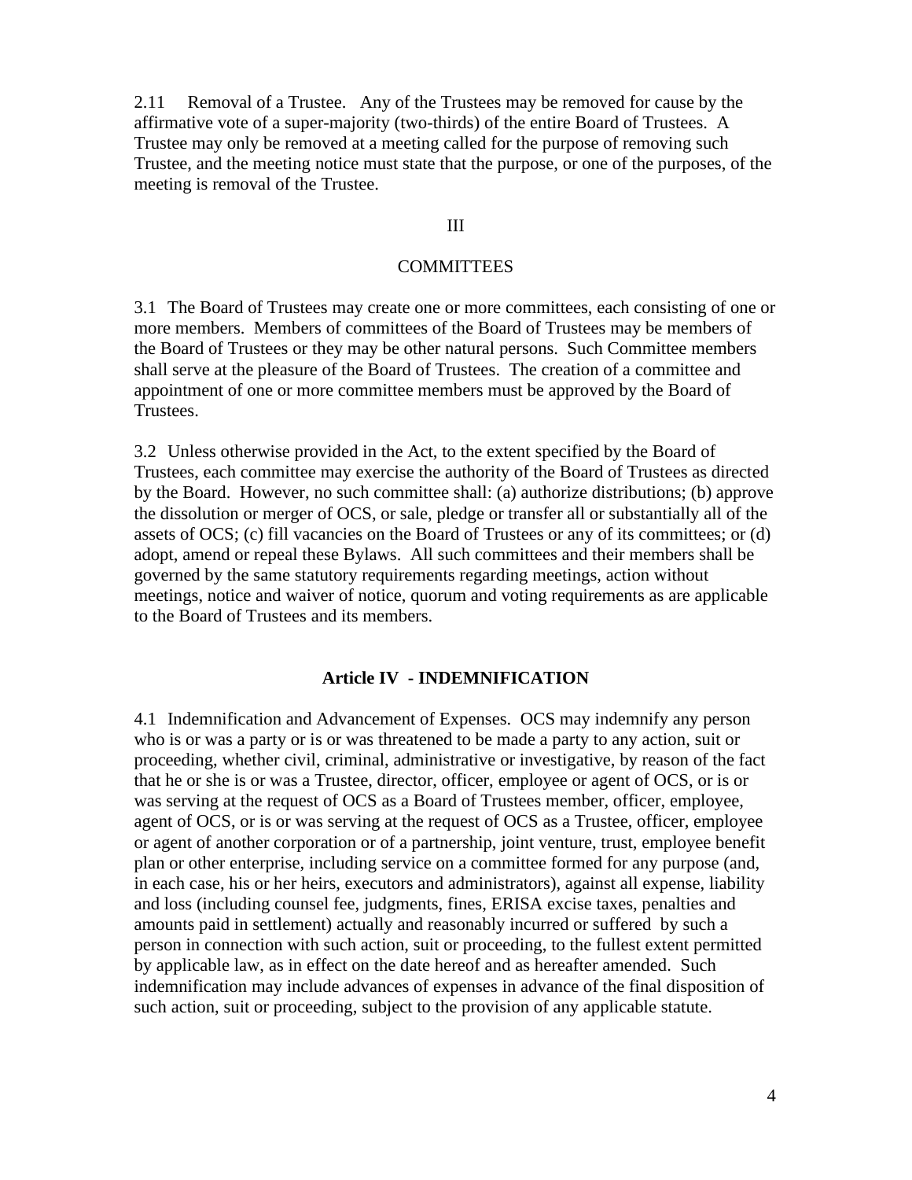2.11 Removal of a Trustee. Any of the Trustees may be removed for cause by the affirmative vote of a super-majority (two-thirds) of the entire Board of Trustees. A Trustee may only be removed at a meeting called for the purpose of removing such Trustee, and the meeting notice must state that the purpose, or one of the purposes, of the meeting is removal of the Trustee.

## III

## COMMITTEES

3.1 The Board of Trustees may create one or more committees, each consisting of one or more members. Members of committees of the Board of Trustees may be members of the Board of Trustees or they may be other natural persons. Such Committee members shall serve at the pleasure of the Board of Trustees. The creation of a committee and appointment of one or more committee members must be approved by the Board of Trustees.

3.2 Unless otherwise provided in the Act, to the extent specified by the Board of Trustees, each committee may exercise the authority of the Board of Trustees as directed by the Board. However, no such committee shall: (a) authorize distributions; (b) approve the dissolution or merger of OCS, or sale, pledge or transfer all or substantially all of the assets of OCS; (c) fill vacancies on the Board of Trustees or any of its committees; or (d) adopt, amend or repeal these Bylaws. All such committees and their members shall be governed by the same statutory requirements regarding meetings, action without meetings, notice and waiver of notice, quorum and voting requirements as are applicable to the Board of Trustees and its members.

## Article IV - INDEMNIFICATION

4.1 Indemnification and Advancement of Expenses. OCS may indemnify any person who is or was a party or is or was threatened to be made a party to any action, suit or proceeding, whether civil, criminal, administrative or investigative, by reason of the fact that he or she is or was a Trustee, director, officer, employee or agent of OCS, or is or was serving at the request of OCS as a Board of Trustees member, officer, employee, agent of OCS, or is or was serving at the request of OCS as a Trustee, officer, employee or agent of another corporation or of a partnership, joint venture, trust, employee benefit plan or other enterprise, including service on a committee formed for any purpose (and, in each case, his or her heirs, executors and administrators), against all expense, liability and loss (including counsel fee, judgments, fines, ERISA excise taxes, penalties and amounts paid in settlement) actually and reasonably incurred or suffered by such a person in connection with such action, suit or proceeding, to the fullest extent permitted by applicable law, as in effect on the date hereof and as hereafter amended. Such indemnification may include advances of expenses in advance of the final disposition of such action, suit or proceeding, subject to the provision of any applicable statute.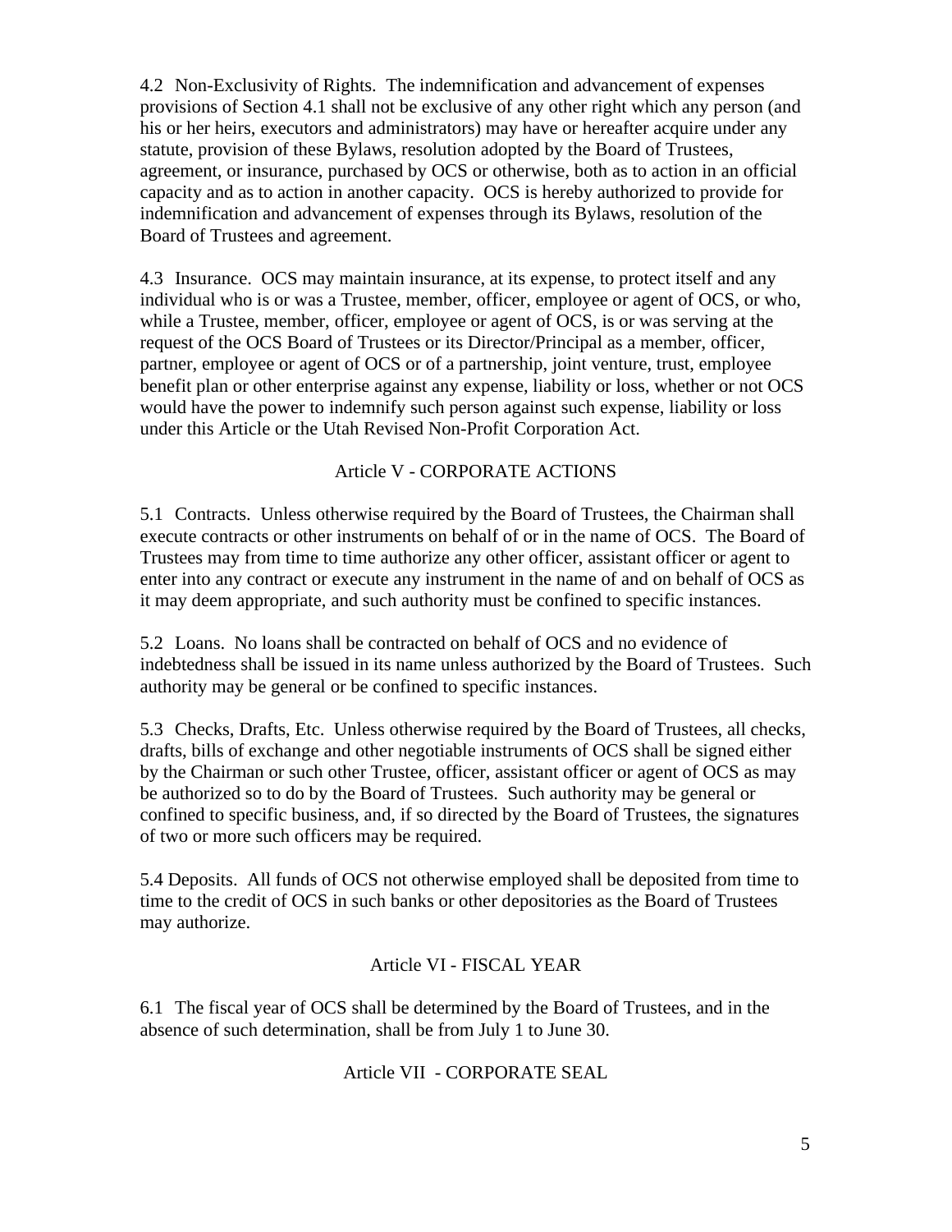4.2 Non-Exclusivity of Rights. The indemnification and advancement of expenses provisions of Section 4.1 shall not be exclusive of any other right which any person (and his or her heirs, executors and administrators) may have or hereafter acquire under any statute, provision of these Bylaws, resolution adopted by the Board of Trustees, agreement, or insurance, purchased by OCS or otherwise, both as to action in an official capacity and as to action in another capacity. OCS is hereby authorized to provide for indemnification and advancement of expenses through its Bylaws, resolution of the Board of Trustees and agreement.

4.3 Insurance. OCS may maintain insurance, at its expense, to protect itself and any individual who is or was a Trustee, member, officer, employee or agent of OCS, or who, while a Trustee, member, officer, employee or agent of OCS, is or was serving at the request of the OCS Board of Trustees or its Director/Principal as a member, officer, partner, employee or agent of OCS or of a partnership, joint venture, trust, employee benefit plan or other enterprise against any expense, liability or loss, whether or not OCS would have the power to indemnify such person against such expense, liability or loss under this Article or the Utah Revised Non-Profit Corporation Act.

## Article V - CORPORATE ACTIONS

5.1 Contracts. Unless otherwise required by the Board of Trustees, the Chairman shall execute contracts or other instruments on behalf of or in the name of OCS. The Board of Trustees may from time to time authorize any other officer, assistant officer or agent to enter into any contract or execute any instrument in the name of and on behalf of OCS as it may deem appropriate, and such authority must be confined to specific instances.

5.2 Loans. No loans shall be contracted on behalf of OCS and no evidence of indebtedness shall be issued in its name unless authorized by the Board of Trustees. Such authority may be general or be confined to specific instances.

5.3 Checks, Drafts, Etc. Unless otherwise required by the Board of Trustees, all checks, drafts, bills of exchange and other negotiable instruments of OCS shall be signed either by the Chairman or such other Trustee, officer, assistant officer or agent of OCS as may be authorized so to do by the Board of Trustees. Such authority may be general or confined to specific business, and, if so directed by the Board of Trustees, the signatures of two or more such officers may be required.

5.4 Deposits. All funds of OCS not otherwise employed shall be deposited from time to time to the credit of OCS in such banks or other depositories as the Board of Trustees may authorize.

## Article VI - FISCAL YEAR

6.1 The fiscal year of OCS shall be determined by the Board of Trustees, and in the absence of such determination, shall be from July 1 to June 30.

## Article VII - CORPORATE SEAL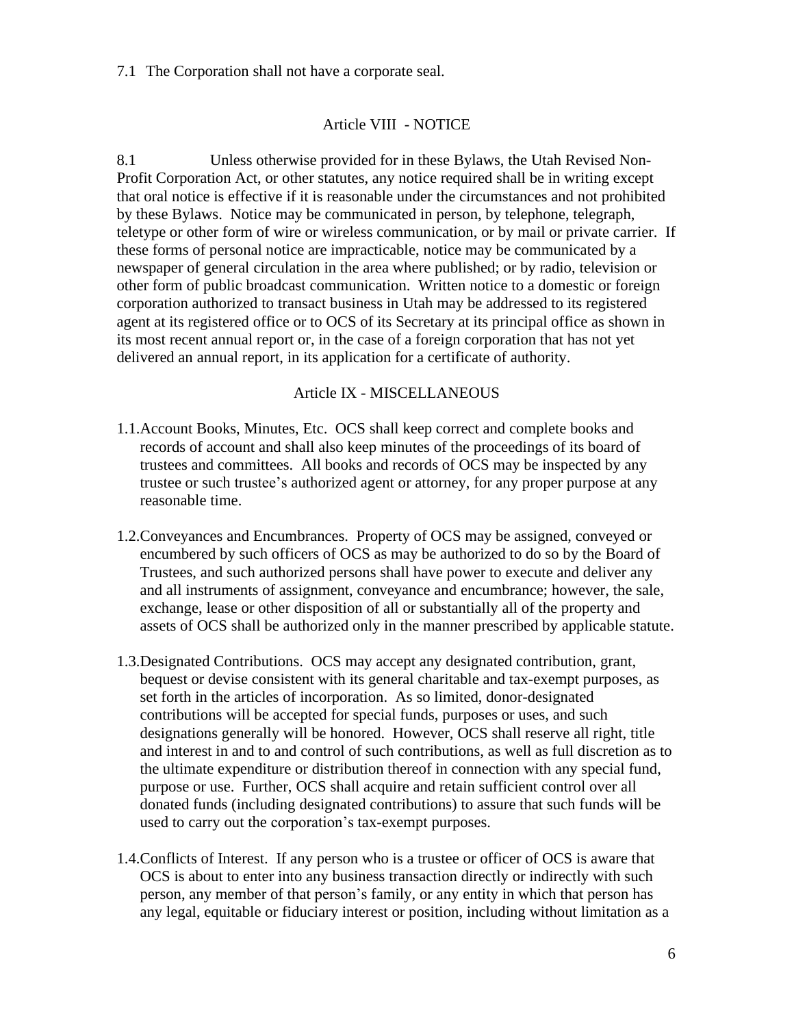7.1 The Corporation shall not have a corporate seal.

## Article VIII - NOTICE

8.1 Unless otherwise provided for in these Bylaws, the Utah Revised Non-Profit Corporation Act, or other statutes, any notice required shall be in writing except that oral notice is effective if it is reasonable under the circumstances and not prohibited by these Bylaws. Notice may be communicated in person, by telephone, telegraph, teletype or other form of wire or wireless communication, or by mail or private carrier. If these forms of personal notice are impracticable, notice may be communicated by a newspaper of general circulation in the area where published; or by radio, television or other form of public broadcast communication. Written notice to a domestic or foreign corporation authorized to transact business in Utah may be addressed to its registered agent at its registered office or to OCS of its Secretary at its principal office as shown in its most recent annual report or, in the case of a foreign corporation that has not yet delivered an annual report, in its application for a certificate of authority.

## Article IX - MISCELLANEOUS

1.1. Account Books, Minutes, Etc. OCS shall keep correct and complete books and records of account and shall also keep minutes of the proceedings of its board of trustees and committees. All books and records of OCS may be inspected by any trustee or such trustee's authorized agent or attorney, for any proper purpose at any reasonable time.

1.2. Conveyances and Encumbrances. Property of OCS may be assigned, conveyed or encumbered by such officers of OCS as may be authorized to do so by the Board of Trustees, and such authorized persons shall have power to execute and deliver any and all instruments of assignment, conveyance and encumbrance; however, the sale, exchange, lease or other disposition of all or substantially all of the property and assets of OCS shall be authorized only in the manner prescribed by applicable statute.

1.3. Designated Contributions. OCS may accept any designated contribution, grant, bequest or devise consistent with its general charitable and tax-exempt purposes, as set forth in the articles of incorporation. As so limited, donor-designated contributions will be accepted for special funds, purposes or uses, and such designations generally will be honored. However, OCS shall reserve all right, title and interest in and to and control of such contributions, as well as full discretion as to the ultimate expenditure or distribution thereof in connection with any special fund, purpose or use. Further, OCS shall acquire and retain sufficient control over all donated funds (including designated contributions) to assure that such funds will be used to carry out the corporation's tax-exempt purposes.

1.4. Conflicts of Interest. If any person who is a trustee or officer of OCS is aware that OCS is about to enter into any business transaction directly or indirectly with such person, any member of that person's family, or any entity in which that person has any legal, equitable or fiduciary interest or position, including without limitation as a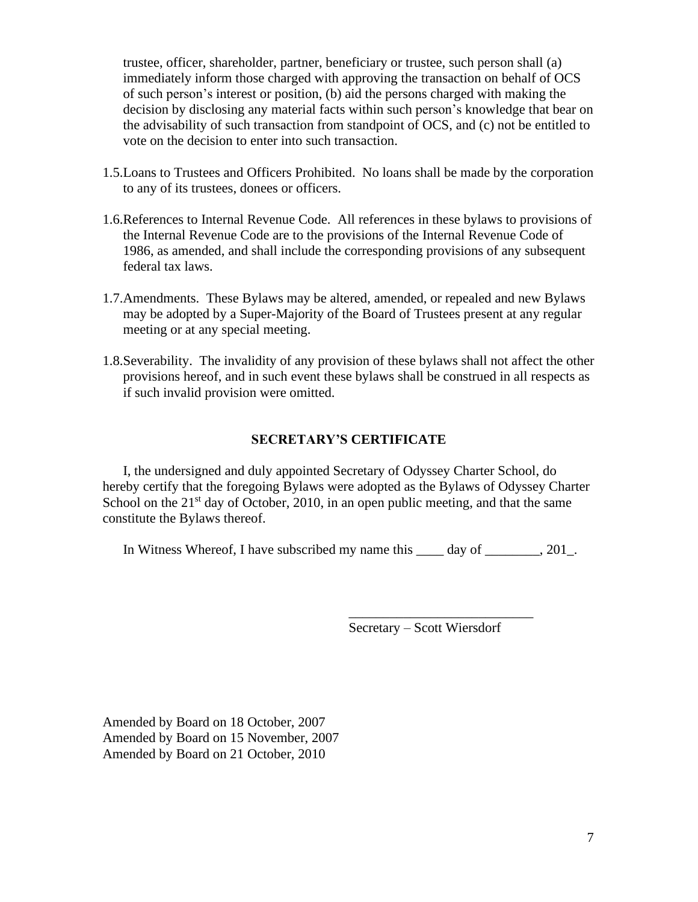trustee, officer, shareholder, partner, beneficiary or trustee, such person shall (a) immediately inform those charged with approving the transaction on behalf of OCS of such person's interest or position, (b) aid the persons charged with making the decision by disclosing any material facts within such person's knowledge that bear on the advisability of such transaction from standpoint of OCS, and (c) not be entitled to vote on the decision to enter into such transaction.

1.5. Loans to Trustees and Officers Prohibited. No loans shall be made by the corporation to any of its trustees, donees or officers.

1.6. References to Internal Revenue Code. All references in these bylaws to provisions of the Internal Revenue Code are to the provisions of the Internal Revenue Code of 1986, as amended, and shall include the corresponding provisions of any subsequent federal tax laws.

1.7. Amendments. These Bylaws may be altered, amended, or repealed and new Bylaws may be adopted by a Super-Majority of the Board of Trustees present at any regular meeting or at any special meeting.

1.8. Severability. The invalidity of any provision of these bylaws shall not affect the other provisions hereof, and in such event these bylaws shall be construed in all respects as if such invalid provision were omitted.

## SECRETARY'S CERTIFICATE

I, the undersigned and duly appointed Secretary of Odyssey Charter School, do hereby certify that the foregoing Bylaws were adopted as the Bylaws of Odyssey Charter School on the 21st day of October, 2010, in an open public meeting, and that the same constitute the Bylaws thereof.

In Witness Whereof, I have subscribed my name this ____ day of ________, 201_.

___________________________
Secretary – Scott Wiersdorf

Amended by Board on 18 October, 2007
Amended by Board on 15 November, 2007
Amended by Board on 21 October, 2010